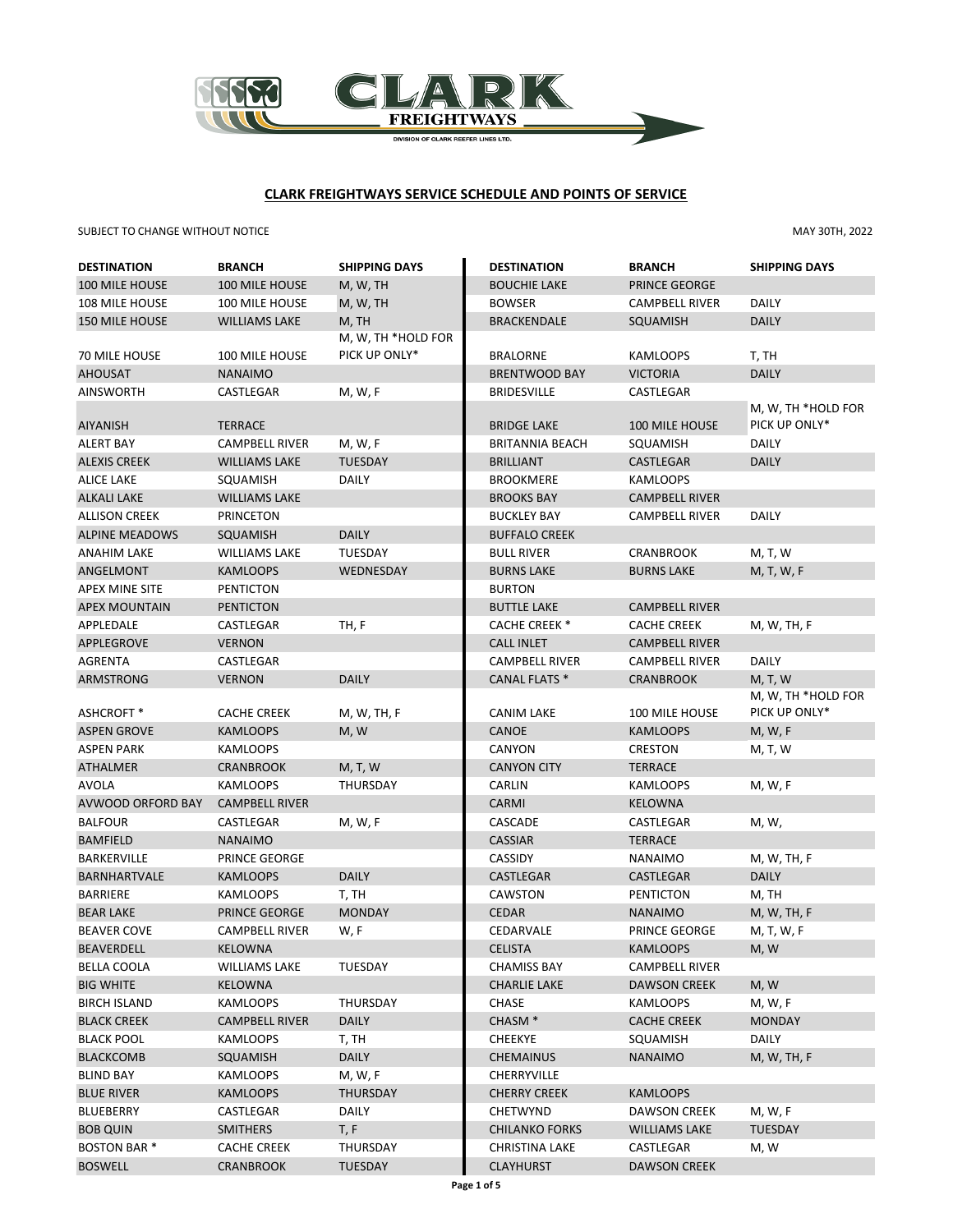CLARK FREIGHTWAYS
DIVISION OF CLARK REEFER LINES LTD.

## CLARK FREIGHTWAYS SERVICE SCHEDULE AND POINTS OF SERVICE

SUBJECT TO CHANGE WITHOUT NOTICE

MAY 30TH, 2022

| DESTINATION | BRANCH | SHIPPING DAYS |
|---|---|---|
| 100 MILE HOUSE | 100 MILE HOUSE | M, W, TH |
| 108 MILE HOUSE | 100 MILE HOUSE | M, W, TH |
| 150 MILE HOUSE | WILLIAMS LAKE | M, TH |
| 70 MILE HOUSE | 100 MILE HOUSE | M, W, TH *HOLD FOR PICK UP ONLY* |
| AHOUSAT | NANAIMO | |
| AINSWORTH | CASTLEGAR | M, W, F |
| AIYANISH | TERRACE | |
| ALERT BAY | CAMPBELL RIVER | M, W, F |
| ALEXIS CREEK | WILLIAMS LAKE | TUESDAY |
| ALICE LAKE | SQUAMISH | DAILY |
| ALKALI LAKE | WILLIAMS LAKE | |
| ALLISON CREEK | PRINCETON | |
| ALPINE MEADOWS | SQUAMISH | DAILY |
| ANAHIM LAKE | WILLIAMS LAKE | TUESDAY |
| ANGELMONT | KAMLOOPS | WEDNESDAY |
| APEX MINE SITE | PENTICTON | |
| APEX MOUNTAIN | PENTICTON | |
| APPLEDALE | CASTLEGAR | TH, F |
| APPLEGROVE | VERNON | |
| AGRENTA | CASTLEGAR | |
| ARMSTRONG | VERNON | DAILY |
| ASHCROFT * | CACHE CREEK | M, W, TH, F |
| ASPEN GROVE | KAMLOOPS | M, W |
| ASPEN PARK | KAMLOOPS | |
| ATHALMER | CRANBROOK | M, T, W |
| AVOLA | KAMLOOPS | THURSDAY |
| AVWOOD ORFORD BAY | CAMPBELL RIVER | |
| BALFOUR | CASTLEGAR | M, W, F |
| BAMFIELD | NANAIMO | |
| BARKERVILLE | PRINCE GEORGE | |
| BARNHARTVALE | KAMLOOPS | DAILY |
| BARRIERE | KAMLOOPS | T, TH |
| BEAR LAKE | PRINCE GEORGE | MONDAY |
| BEAVER COVE | CAMPBELL RIVER | W, F |
| BEAVERDELL | KELOWNA | |
| BELLA COOLA | WILLIAMS LAKE | TUESDAY |
| BIG WHITE | KELOWNA | |
| BIRCH ISLAND | KAMLOOPS | THURSDAY |
| BLACK CREEK | CAMPBELL RIVER | DAILY |
| BLACK POOL | KAMLOOPS | T, TH |
| BLACKCOMB | SQUAMISH | DAILY |
| BLIND BAY | KAMLOOPS | M, W, F |
| BLUE RIVER | KAMLOOPS | THURSDAY |
| BLUEBERRY | CASTLEGAR | DAILY |
| BOB QUIN | SMITHERS | T, F |
| BOSTON BAR * | CACHE CREEK | THURSDAY |
| BOSWELL | CRANBROOK | TUESDAY |
| BOUCHIE LAKE | PRINCE GEORGE | |
| BOWSER | CAMPBELL RIVER | DAILY |
| BRACKENDALE | SQUAMISH | DAILY |
| BRALORNE | KAMLOOPS | T, TH |
| BRENTWOOD BAY | VICTORIA | DAILY |
| BRIDESVILLE | CASTLEGAR | |
| BRIDGE LAKE | 100 MILE HOUSE | M, W, TH *HOLD FOR PICK UP ONLY* |
| BRITANNIA BEACH | SQUAMISH | DAILY |
| BRILLIANT | CASTLEGAR | DAILY |
| BROOKMERE | KAMLOOPS | |
| BROOKS BAY | CAMPBELL RIVER | |
| BUCKLEY BAY | CAMPBELL RIVER | DAILY |
| BUFFALO CREEK | | |
| BULL RIVER | CRANBROOK | M, T, W |
| BURNS LAKE | BURNS LAKE | M, T, W, F |
| BURTON | | |
| BUTTLE LAKE | CAMPBELL RIVER | |
| CACHE CREEK * | CACHE CREEK | M, W, TH, F |
| CALL INLET | CAMPBELL RIVER | |
| CAMPBELL RIVER | CAMPBELL RIVER | DAILY |
| CANAL FLATS * | CRANBROOK | M, T, W |
| CANIM LAKE | 100 MILE HOUSE | M, W, TH *HOLD FOR PICK UP ONLY* |
| CANOE | KAMLOOPS | M, W, F |
| CANYON | CRESTON | M, T, W |
| CANYON CITY | TERRACE | |
| CARLIN | KAMLOOPS | M, W, F |
| CARMI | KELOWNA | |
| CASCADE | CASTLEGAR | M, W, |
| CASSIAR | TERRACE | |
| CASSIDY | NANAIMO | M, W, TH, F |
| CASTLEGAR | CASTLEGAR | DAILY |
| CAWSTON | PENTICTON | M, TH |
| CEDAR | NANAIMO | M, W, TH, F |
| CEDARVALE | PRINCE GEORGE | M, T, W, F |
| CELISTA | KAMLOOPS | M, W |
| CHAMISS BAY | CAMPBELL RIVER | |
| CHARLIE LAKE | DAWSON CREEK | M, W |
| CHASE | KAMLOOPS | M, W, F |
| CHASM * | CACHE CREEK | MONDAY |
| CHEEKYE | SQUAMISH | DAILY |
| CHEMAINUS | NANAIMO | M, W, TH, F |
| CHERRYVILLE | | |
| CHERRY CREEK | KAMLOOPS | |
| CHETWYND | DAWSON CREEK | M, W, F |
| CHILANKO FORKS | WILLIAMS LAKE | TUESDAY |
| CHRISTINA LAKE | CASTLEGAR | M, W |
| CLAYHURST | DAWSON CREEK | |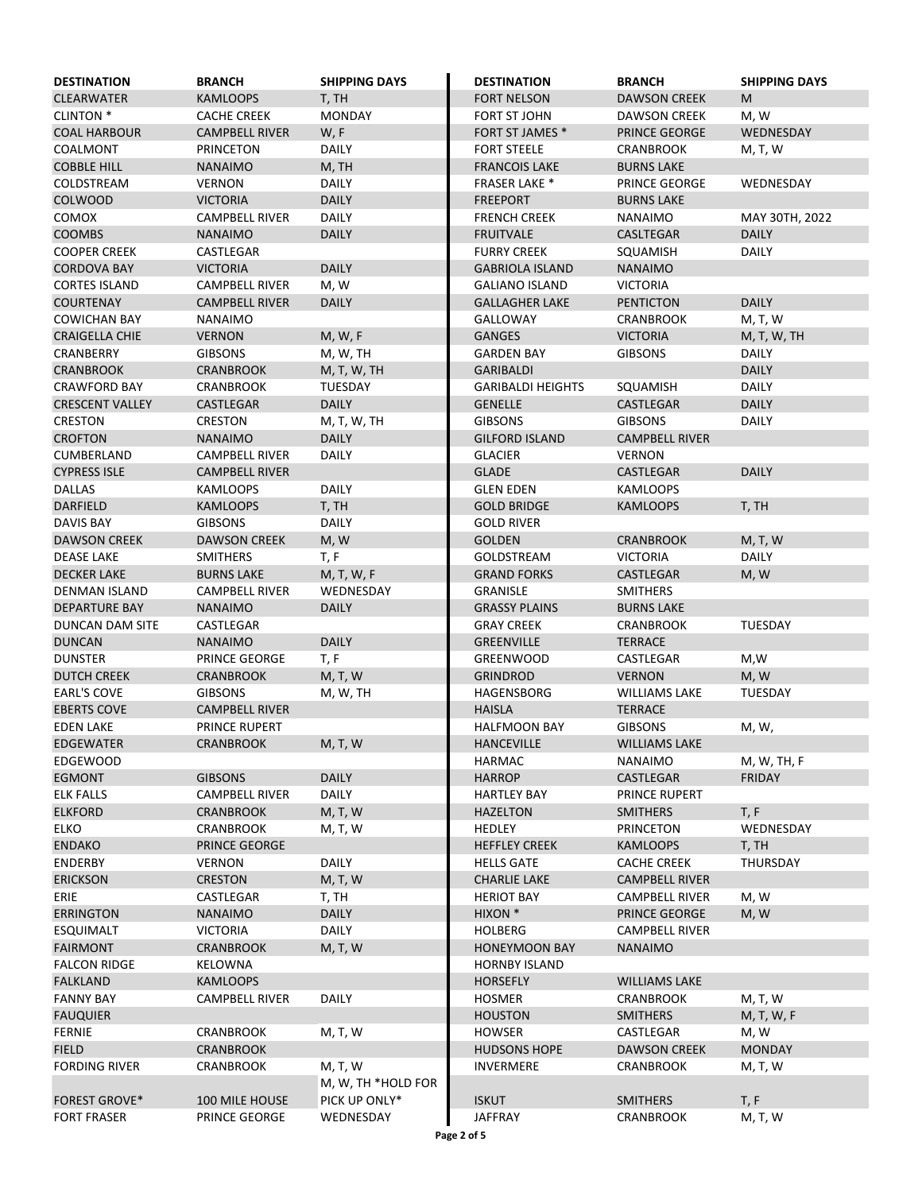| DESTINATION | BRANCH | SHIPPING DAYS |
|---|---|---|
| CLEARWATER | KAMLOOPS | T, TH |
| CLINTON * | CACHE CREEK | MONDAY |
| COAL HARBOUR | CAMPBELL RIVER | W, F |
| COALMONT | PRINCETON | DAILY |
| COBBLE HILL | NANAIMO | M, TH |
| COLDSTREAM | VERNON | DAILY |
| COLWOOD | VICTORIA | DAILY |
| COMOX | CAMPBELL RIVER | DAILY |
| COOMBS | NANAIMO | DAILY |
| COOPER CREEK | CASTLEGAR | |
| CORDOVA BAY | VICTORIA | DAILY |
| CORTES ISLAND | CAMPBELL RIVER | M, W |
| COURTENAY | CAMPBELL RIVER | DAILY |
| COWICHAN BAY | NANAIMO | |
| CRAIGELLA CHIE | VERNON | M, W, F |
| CRANBERRY | GIBSONS | M, W, TH |
| CRANBROOK | CRANBROOK | M, T, W, TH |
| CRAWFORD BAY | CRANBROOK | TUESDAY |
| CRESCENT VALLEY | CASTLEGAR | DAILY |
| CRESTON | CRESTON | M, T, W, TH |
| CROFTON | NANAIMO | DAILY |
| CUMBERLAND | CAMPBELL RIVER | DAILY |
| CYPRESS ISLE | CAMPBELL RIVER | |
| DALLAS | KAMLOOPS | DAILY |
| DARFIELD | KAMLOOPS | T, TH |
| DAVIS BAY | GIBSONS | DAILY |
| DAWSON CREEK | DAWSON CREEK | M, W |
| DEASE LAKE | SMITHERS | T, F |
| DECKER LAKE | BURNS LAKE | M, T, W, F |
| DENMAN ISLAND | CAMPBELL RIVER | WEDNESDAY |
| DEPARTURE BAY | NANAIMO | DAILY |
| DUNCAN DAM SITE | CASTLEGAR | |
| DUNCAN | NANAIMO | DAILY |
| DUNSTER | PRINCE GEORGE | T, F |
| DUTCH CREEK | CRANBROOK | M, T, W |
| EARL'S COVE | GIBSONS | M, W, TH |
| EBERTS COVE | CAMPBELL RIVER | |
| EDEN LAKE | PRINCE RUPERT | |
| EDGEWATER | CRANBROOK | M, T, W |
| EDGEWOOD | | |
| EGMONT | GIBSONS | DAILY |
| ELK FALLS | CAMPBELL RIVER | DAILY |
| ELKFORD | CRANBROOK | M, T, W |
| ELKO | CRANBROOK | M, T, W |
| ENDAKO | PRINCE GEORGE | |
| ENDERBY | VERNON | DAILY |
| ERICKSON | CRESTON | M, T, W |
| ERIE | CASTLEGAR | T, TH |
| ERRINGTON | NANAIMO | DAILY |
| ESQUIMALT | VICTORIA | DAILY |
| FAIRMONT | CRANBROOK | M, T, W |
| FALCON RIDGE | KELOWNA | |
| FALKLAND | KAMLOOPS | |
| FANNY BAY | CAMPBELL RIVER | DAILY |
| FAUQUIER | | |
| FERNIE | CRANBROOK | M, T, W |
| FIELD | CRANBROOK | |
| FORDING RIVER | CRANBROOK | M, T, W |
| FOREST GROVE* | 100 MILE HOUSE | M, W, TH *HOLD FOR PICK UP ONLY* |
| FORT FRASER | PRINCE GEORGE | WEDNESDAY |
| FORT NELSON | DAWSON CREEK | M |
| FORT ST JOHN | DAWSON CREEK | M, W |
| FORT ST JAMES * | PRINCE GEORGE | WEDNESDAY |
| FORT STEELE | CRANBROOK | M, T, W |
| FRANCOIS LAKE | BURNS LAKE | |
| FRASER LAKE * | PRINCE GEORGE | WEDNESDAY |
| FREEPORT | BURNS LAKE | |
| FRENCH CREEK | NANAIMO | MAY 30TH, 2022 |
| FRUITVALE | CASLTEGAR | DAILY |
| FURRY CREEK | SQUAMISH | DAILY |
| GABRIOLA ISLAND | NANAIMO | |
| GALIANO ISLAND | VICTORIA | |
| GALLAGHER LAKE | PENTICTON | DAILY |
| GALLOWAY | CRANBROOK | M, T, W |
| GANGES | VICTORIA | M, T, W, TH |
| GARDEN BAY | GIBSONS | DAILY |
| GARIBALDI | | DAILY |
| GARIBALDI HEIGHTS | SQUAMISH | DAILY |
| GENELLE | CASTLEGAR | DAILY |
| GIBSONS | GIBSONS | DAILY |
| GILFORD ISLAND | CAMPBELL RIVER | |
| GLACIER | VERNON | |
| GLADE | CASTLEGAR | DAILY |
| GLEN EDEN | KAMLOOPS | |
| GOLD BRIDGE | KAMLOOPS | T, TH |
| GOLD RIVER | | |
| GOLDEN | CRANBROOK | M, T, W |
| GOLDSTREAM | VICTORIA | DAILY |
| GRAND FORKS | CASTLEGAR | M, W |
| GRANISLE | SMITHERS | |
| GRASSY PLAINS | BURNS LAKE | |
| GRAY CREEK | CRANBROOK | TUESDAY |
| GREENVILLE | TERRACE | |
| GREENWOOD | CASTLEGAR | M,W |
| GRINDROD | VERNON | M, W |
| HAGENSBORG | WILLIAMS LAKE | TUESDAY |
| HAISLA | TERRACE | |
| HALFMOON BAY | GIBSONS | M, W, |
| HANCEVILLE | WILLIAMS LAKE | |
| HARMAC | NANAIMO | M, W, TH, F |
| HARROP | CASTLEGAR | FRIDAY |
| HARTLEY BAY | PRINCE RUPERT | |
| HAZELTON | SMITHERS | T, F |
| HEDLEY | PRINCETON | WEDNESDAY |
| HEFFLEY CREEK | KAMLOOPS | T, TH |
| HELLS GATE | CACHE CREEK | THURSDAY |
| CHARLIE LAKE | CAMPBELL RIVER | |
| HERIOT BAY | CAMPBELL RIVER | M, W |
| HIXON * | PRINCE GEORGE | M, W |
| HOLBERG | CAMPBELL RIVER | |
| HONEYMOON BAY | NANAIMO | |
| HORNBY ISLAND | | |
| HORSEFLY | WILLIAMS LAKE | |
| HOSMER | CRANBROOK | M, T, W |
| HOUSTON | SMITHERS | M, T, W, F |
| HOWSER | CASTLEGAR | M, W |
| HUDSONS HOPE | DAWSON CREEK | MONDAY |
| INVERMERE | CRANBROOK | M, T, W |
| ISKUT | SMITHERS | T, F |
| JAFFRAY | CRANBROOK | M, T, W |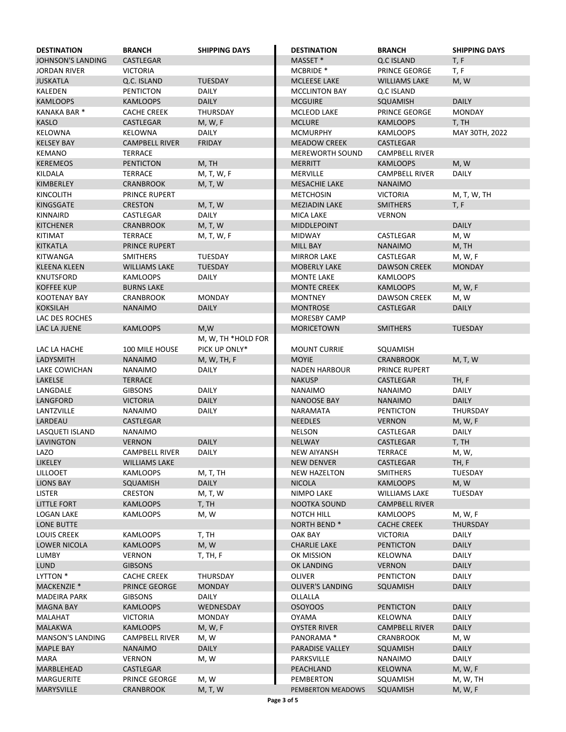| DESTINATION | BRANCH | SHIPPING DAYS |
|---|---|---|
| JOHNSON'S LANDING | CASTLEGAR | |
| JORDAN RIVER | VICTORIA | |
| JUSKATLA | Q.C. ISLAND | TUESDAY |
| KALEDEN | PENTICTON | DAILY |
| KAMLOOPS | KAMLOOPS | DAILY |
| KANAKA BAR * | CACHE CREEK | THURSDAY |
| KASLO | CASTLEGAR | M, W, F |
| KELOWNA | KELOWNA | DAILY |
| KELSEY BAY | CAMPBELL RIVER | FRIDAY |
| KEMANO | TERRACE | |
| KEREMEOS | PENTICTON | M, TH |
| KILDALA | TERRACE | M, T, W, F |
| KIMBERLEY | CRANBROOK | M, T, W |
| KINCOLITH | PRINCE RUPERT | |
| KINGSGATE | CRESTON | M, T, W |
| KINNAIRD | CASTLEGAR | DAILY |
| KITCHENER | CRANBROOK | M, T, W |
| KITIMAT | TERRACE | M, T, W, F |
| KITKATLA | PRINCE RUPERT | |
| KITWANGA | SMITHERS | TUESDAY |
| KLEENA KLEEN | WILLIAMS LAKE | TUESDAY |
| KNUTSFORD | KAMLOOPS | DAILY |
| KOFFEE KUP | BURNS LAKE | |
| KOOTENAY BAY | CRANBROOK | MONDAY |
| KOKSILAH | NANAIMO | DAILY |
| LAC DES ROCHES | | |
| LAC LA JUENE | KAMLOOPS | M,W |
| LAC LA HACHE | 100 MILE HOUSE | M, W, TH *HOLD FOR PICK UP ONLY* |
| LADYSMITH | NANAIMO | M, W, TH, F |
| LAKE COWICHAN | NANAIMO | DAILY |
| LAKELSE | TERRACE | |
| LANGDALE | GIBSONS | DAILY |
| LANGFORD | VICTORIA | DAILY |
| LANTZVILLE | NANAIMO | DAILY |
| LARDEAU | CASTLEGAR | |
| LASQUETI ISLAND | NANAIMO | |
| LAVINGTON | VERNON | DAILY |
| LAZO | CAMPBELL RIVER | DAILY |
| LIKELEY | WILLIAMS LAKE | |
| LILLOOET | KAMLOOPS | M, T, TH |
| LIONS BAY | SQUAMISH | DAILY |
| LISTER | CRESTON | M, T, W |
| LITTLE FORT | KAMLOOPS | T, TH |
| LOGAN LAKE | KAMLOOPS | M, W |
| LONE BUTTE | | |
| LOUIS CREEK | KAMLOOPS | T, TH |
| LOWER NICOLA | KAMLOOPS | M, W |
| LUMBY | VERNON | T, TH, F |
| LUND | GIBSONS | |
| LYTTON * | CACHE CREEK | THURSDAY |
| MACKENZIE * | PRINCE GEORGE | MONDAY |
| MADEIRA PARK | GIBSONS | DAILY |
| MAGNA BAY | KAMLOOPS | WEDNESDAY |
| MALAHAT | VICTORIA | MONDAY |
| MALAKWA | KAMLOOPS | M, W, F |
| MANSON'S LANDING | CAMPBELL RIVER | M, W |
| MAPLE BAY | NANAIMO | DAILY |
| MARA | VERNON | M, W |
| MARBLEHEAD | CASTLEGAR | |
| MARGUERITE | PRINCE GEORGE | M, W |
| MARYSVILLE | CRANBROOK | M, T, W |
| MASSET * | Q.C ISLAND | T, F |
| MCBRIDE * | PRINCE GEORGE | T, F |
| MCLEESE LAKE | WILLIAMS LAKE | M, W |
| MCCLINTON BAY | Q.C ISLAND | |
| MCGUIRE | SQUAMISH | DAILY |
| MCLEOD LAKE | PRINCE GEORGE | MONDAY |
| MCLURE | KAMLOOPS | T, TH |
| MCMURPHY | KAMLOOPS | MAY 30TH, 2022 |
| MEADOW CREEK | CASTLEGAR | |
| MEREWORTH SOUND | CAMPBELL RIVER | |
| MERRITT | KAMLOOPS | M, W |
| MERVILLE | CAMPBELL RIVER | DAILY |
| MESACHIE LAKE | NANAIMO | |
| METCHOSIN | VICTORIA | M, T, W, TH |
| MEZIADIN LAKE | SMITHERS | T, F |
| MICA LAKE | VERNON | |
| MIDDLEPOINT | | DAILY |
| MIDWAY | CASTLEGAR | M, W |
| MILL BAY | NANAIMO | M, TH |
| MIRROR LAKE | CASTLEGAR | M, W, F |
| MOBERLY LAKE | DAWSON CREEK | MONDAY |
| MONTE LAKE | KAMLOOPS | |
| MONTE CREEK | KAMLOOPS | M, W, F |
| MONTNEY | DAWSON CREEK | M, W |
| MONTROSE | CASTLEGAR | DAILY |
| MORESBY CAMP | | |
| MORICETOWN | SMITHERS | TUESDAY |
| MOUNT CURRIE | SQUAMISH | |
| MOYIE | CRANBROOK | M, T, W |
| NADEN HARBOUR | PRINCE RUPERT | |
| NAKUSP | CASTLEGAR | TH, F |
| NANAIMO | NANAIMO | DAILY |
| NANOOSE BAY | NANAIMO | DAILY |
| NARAMATA | PENTICTON | THURSDAY |
| NEEDLES | VERNON | M, W, F |
| NELSON | CASTLEGAR | DAILY |
| NELWAY | CASTLEGAR | T, TH |
| NEW AIYANSH | TERRACE | M, W, |
| NEW DENVER | CASTLEGAR | TH, F |
| NEW HAZELTON | SMITHERS | TUESDAY |
| NICOLA | KAMLOOPS | M, W |
| NIMPO LAKE | WILLIAMS LAKE | TUESDAY |
| NOOTKA SOUND | CAMPBELL RIVER | |
| NOTCH HILL | KAMLOOPS | M, W, F |
| NORTH BEND * | CACHE CREEK | THURSDAY |
| OAK BAY | VICTORIA | DAILY |
| CHARLIE LAKE | PENTICTON | DAILY |
| OK MISSION | KELOWNA | DAILY |
| OK LANDING | VERNON | DAILY |
| OLIVER | PENTICTON | DAILY |
| OLIVER'S LANDING | SQUAMISH | DAILY |
| OLLALLA | | |
| OSOYOOS | PENTICTON | DAILY |
| OYAMA | KELOWNA | DAILY |
| OYSTER RIVER | CAMPBELL RIVER | DAILY |
| PANORAMA * | CRANBROOK | M, W |
| PARADISE VALLEY | SQUAMISH | DAILY |
| PARKSVILLE | NANAIMO | DAILY |
| PEACHLAND | KELOWNA | M, W, F |
| PEMBERTON | SQUAMISH | M, W, TH |
| PEMBERTON MEADOWS | SQUAMISH | M, W, F |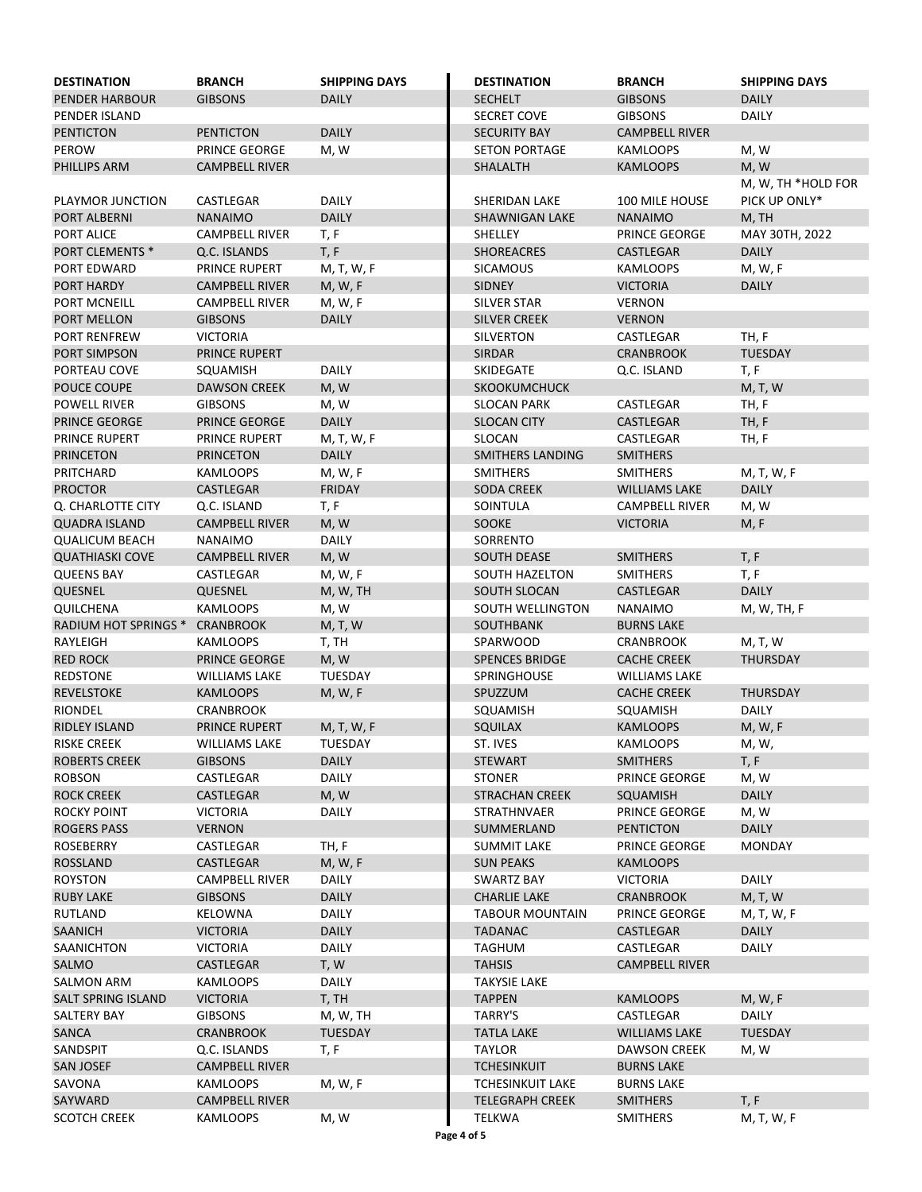| DESTINATION | BRANCH | SHIPPING DAYS |
|---|---|---|
| PENDER HARBOUR | GIBSONS | DAILY |
| PENDER ISLAND | | |
| PENTICTON | PENTICTON | DAILY |
| PEROW | PRINCE GEORGE | M, W |
| PHILLIPS ARM | CAMPBELL RIVER | |
| PLAYMOR JUNCTION | CASTLEGAR | DAILY |
| PORT ALBERNI | NANAIMO | DAILY |
| PORT ALICE | CAMPBELL RIVER | T, F |
| PORT CLEMENTS * | Q.C. ISLANDS | T, F |
| PORT EDWARD | PRINCE RUPERT | M, T, W, F |
| PORT HARDY | CAMPBELL RIVER | M, W, F |
| PORT MCNEILL | CAMPBELL RIVER | M, W, F |
| PORT MELLON | GIBSONS | DAILY |
| PORT RENFREW | VICTORIA | |
| PORT SIMPSON | PRINCE RUPERT | |
| PORTEAU COVE | SQUAMISH | DAILY |
| POUCE COUPE | DAWSON CREEK | M, W |
| POWELL RIVER | GIBSONS | M, W |
| PRINCE GEORGE | PRINCE GEORGE | DAILY |
| PRINCE RUPERT | PRINCE RUPERT | M, T, W, F |
| PRINCETON | PRINCETON | DAILY |
| PRITCHARD | KAMLOOPS | M, W, F |
| PROCTOR | CASTLEGAR | FRIDAY |
| Q. CHARLOTTE CITY | Q.C. ISLAND | T, F |
| QUADRA ISLAND | CAMPBELL RIVER | M, W |
| QUALICUM BEACH | NANAIMO | DAILY |
| QUATHIASKI COVE | CAMPBELL RIVER | M, W |
| QUEENS BAY | CASTLEGAR | M, W, F |
| QUESNEL | QUESNEL | M, W, TH |
| QUILCHENA | KAMLOOPS | M, W |
| RADIUM HOT SPRINGS * | CRANBROOK | M, T, W |
| RAYLEIGH | KAMLOOPS | T, TH |
| RED ROCK | PRINCE GEORGE | M, W |
| REDSTONE | WILLIAMS LAKE | TUESDAY |
| REVELSTOKE | KAMLOOPS | M, W, F |
| RIONDEL | CRANBROOK | |
| RIDLEY ISLAND | PRINCE RUPERT | M, T, W, F |
| RISKE CREEK | WILLIAMS LAKE | TUESDAY |
| ROBERTS CREEK | GIBSONS | DAILY |
| ROBSON | CASTLEGAR | DAILY |
| ROCK CREEK | CASTLEGAR | M, W |
| ROCKY POINT | VICTORIA | DAILY |
| ROGERS PASS | VERNON | |
| ROSEBERRY | CASTLEGAR | TH, F |
| ROSSLAND | CASTLEGAR | M, W, F |
| ROYSTON | CAMPBELL RIVER | DAILY |
| RUBY LAKE | GIBSONS | DAILY |
| RUTLAND | KELOWNA | DAILY |
| SAANICH | VICTORIA | DAILY |
| SAANICHTON | VICTORIA | DAILY |
| SALMO | CASTLEGAR | T, W |
| SALMON ARM | KAMLOOPS | DAILY |
| SALT SPRING ISLAND | VICTORIA | T, TH |
| SALTERY BAY | GIBSONS | M, W, TH |
| SANCA | CRANBROOK | TUESDAY |
| SANDSPIT | Q.C. ISLANDS | T, F |
| SAN JOSEF | CAMPBELL RIVER | |
| SAVONA | KAMLOOPS | M, W, F |
| SAYWARD | CAMPBELL RIVER | |
| SCOTCH CREEK | KAMLOOPS | M, W |
| SECHELT | GIBSONS | DAILY |
| SECRET COVE | GIBSONS | DAILY |
| SECURITY BAY | CAMPBELL RIVER | |
| SETON PORTAGE | KAMLOOPS | M, W |
| SHALALTH | KAMLOOPS | M, W |
| SHERIDAN LAKE | 100 MILE HOUSE | M, W, TH *HOLD FOR PICK UP ONLY* |
| SHAWNIGAN LAKE | NANAIMO | M, TH |
| SHELLEY | PRINCE GEORGE | MAY 30TH, 2022 |
| SHOREACRES | CASTLEGAR | DAILY |
| SICAMOUS | KAMLOOPS | M, W, F |
| SIDNEY | VICTORIA | DAILY |
| SILVER STAR | VERNON | |
| SILVER CREEK | VERNON | |
| SILVERTON | CASTLEGAR | TH, F |
| SIRDAR | CRANBROOK | TUESDAY |
| SKIDEGATE | Q.C. ISLAND | T, F |
| SKOOKUMCHUCK | | M, T, W |
| SLOCAN PARK | CASTLEGAR | TH, F |
| SLOCAN CITY | CASTLEGAR | TH, F |
| SLOCAN | CASTLEGAR | TH, F |
| SMITHERS LANDING | SMITHERS | |
| SMITHERS | SMITHERS | M, T, W, F |
| SODA CREEK | WILLIAMS LAKE | DAILY |
| SOINTULA | CAMPBELL RIVER | M, W |
| SOOKE | VICTORIA | M, F |
| SORRENTO | | |
| SOUTH DEASE | SMITHERS | T, F |
| SOUTH HAZELTON | SMITHERS | T, F |
| SOUTH SLOCAN | CASTLEGAR | DAILY |
| SOUTH WELLINGTON | NANAIMO | M, W, TH, F |
| SOUTHBANK | BURNS LAKE | |
| SPARWOOD | CRANBROOK | M, T, W |
| SPENCES BRIDGE | CACHE CREEK | THURSDAY |
| SPRINGHOUSE | WILLIAMS LAKE | |
| SPUZZUM | CACHE CREEK | THURSDAY |
| SQUAMISH | SQUAMISH | DAILY |
| SQUILAX | KAMLOOPS | M, W, F |
| ST. IVES | KAMLOOPS | M, W, |
| STEWART | SMITHERS | T, F |
| STONER | PRINCE GEORGE | M, W |
| STRACHAN CREEK | SQUAMISH | DAILY |
| STRATHNVAER | PRINCE GEORGE | M, W |
| SUMMERLAND | PENTICTON | DAILY |
| SUMMIT LAKE | PRINCE GEORGE | MONDAY |
| SUN PEAKS | KAMLOOPS | |
| SWARTZ BAY | VICTORIA | DAILY |
| CHARLIE LAKE | CRANBROOK | M, T, W |
| TABOUR MOUNTAIN | PRINCE GEORGE | M, T, W, F |
| TADANAC | CASTLEGAR | DAILY |
| TAGHUM | CASTLEGAR | DAILY |
| TAHSIS | CAMPBELL RIVER | |
| TAKYSIE LAKE | | |
| TAPPEN | KAMLOOPS | M, W, F |
| TARRY'S | CASTLEGAR | DAILY |
| TATLA LAKE | WILLIAMS LAKE | TUESDAY |
| TAYLOR | DAWSON CREEK | M, W |
| TCHESINKUIT | BURNS LAKE | |
| TCHESINKUIT LAKE | BURNS LAKE | |
| TELEGRAPH CREEK | SMITHERS | T, F |
| TELKWA | SMITHERS | M, T, W, F |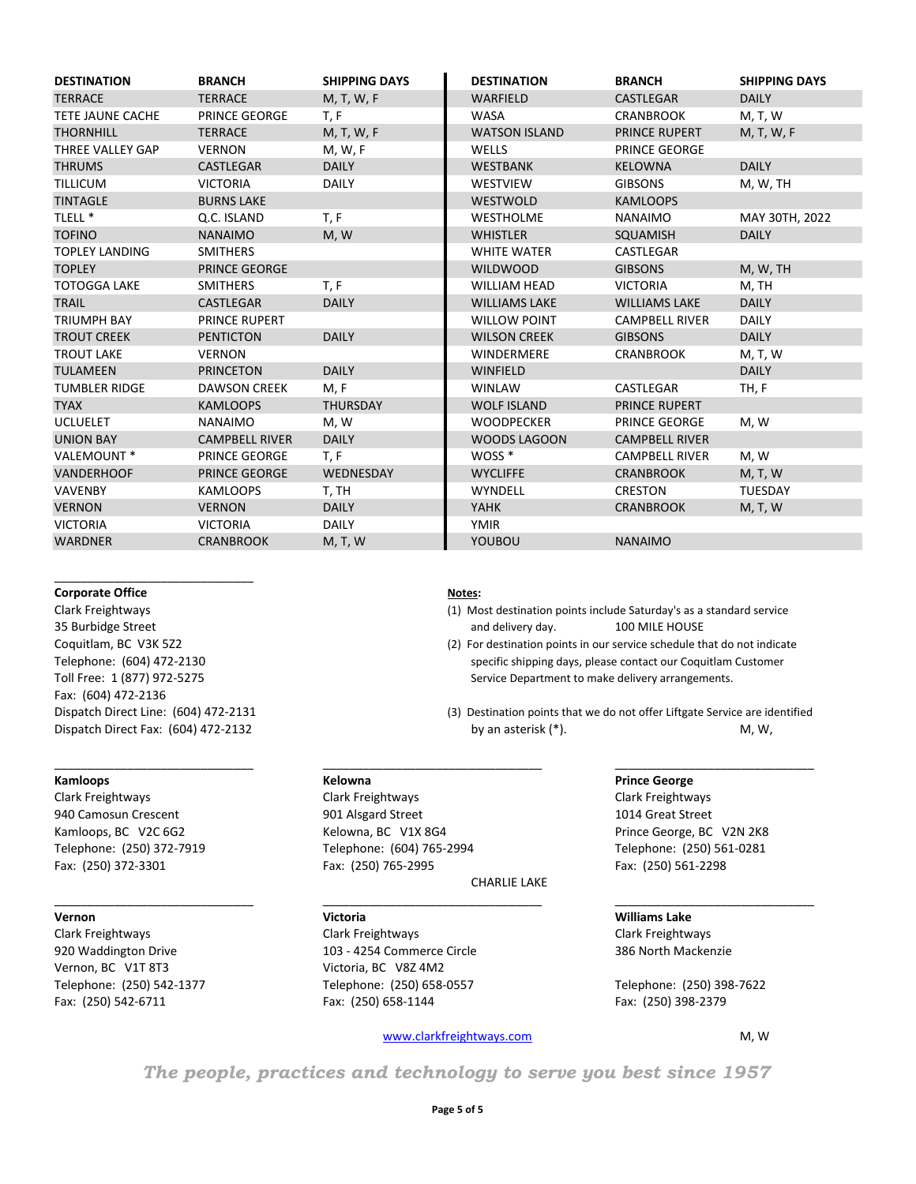| DESTINATION | BRANCH | SHIPPING DAYS |
|---|---|---|
| TERRACE | TERRACE | M, T, W, F |
| TETE JAUNE CACHE | PRINCE GEORGE | T, F |
| THORNHILL | TERRACE | M, T, W, F |
| THREE VALLEY GAP | VERNON | M, W, F |
| THRUMS | CASTLEGAR | DAILY |
| TILLICUM | VICTORIA | DAILY |
| TINTAGLE | BURNS LAKE | |
| TLELL * | Q.C. ISLAND | T, F |
| TOFINO | NANAIMO | M, W |
| TOPLEY LANDING | SMITHERS | |
| TOPLEY | PRINCE GEORGE | |
| TOTOGGA LAKE | SMITHERS | T, F |
| TRAIL | CASTLEGAR | DAILY |
| TRIUMPH BAY | PRINCE RUPERT | |
| TROUT CREEK | PENTICTON | DAILY |
| TROUT LAKE | VERNON | |
| TULAMEEN | PRINCETON | DAILY |
| TUMBLER RIDGE | DAWSON CREEK | M, F |
| TYAX | KAMLOOPS | THURSDAY |
| UCLUELET | NANAIMO | M, W |
| UNION BAY | CAMPBELL RIVER | DAILY |
| VALEMOUNT * | PRINCE GEORGE | T, F |
| VANDERHOOF | PRINCE GEORGE | WEDNESDAY |
| VAVENBY | KAMLOOPS | T, TH |
| VERNON | VERNON | DAILY |
| VICTORIA | VICTORIA | DAILY |
| WARDNER | CRANBROOK | M, T, W |
| WARFIELD | CASTLEGAR | DAILY |
| WASA | CRANBROOK | M, T, W |
| WATSON ISLAND | PRINCE RUPERT | M, T, W, F |
| WELLS | PRINCE GEORGE | |
| WESTBANK | KELOWNA | DAILY |
| WESTVIEW | GIBSONS | M, W, TH |
| WESTWOLD | KAMLOOPS | |
| WESTHOLME | NANAIMO | MAY 30TH, 2022 |
| WHISTLER | SQUAMISH | DAILY |
| WHITE WATER | CASTLEGAR | |
| WILDWOOD | GIBSONS | M, W, TH |
| WILLIAM HEAD | VICTORIA | M, TH |
| WILLIAMS LAKE | WILLIAMS LAKE | DAILY |
| WILLOW POINT | CAMPBELL RIVER | DAILY |
| WILSON CREEK | GIBSONS | DAILY |
| WINDERMERE | CRANBROOK | M, T, W |
| WINFIELD | | DAILY |
| WINLAW | CASTLEGAR | TH, F |
| WOLF ISLAND | PRINCE RUPERT | |
| WOODPECKER | PRINCE GEORGE | M, W |
| WOODS LAGOON | CAMPBELL RIVER | |
| WOSS * | CAMPBELL RIVER | M, W |
| WYCLIFFE | CRANBROOK | M, T, W |
| WYNDELL | CRESTON | TUESDAY |
| YAHK | CRANBROOK | M, T, W |
| YMIR | | |
| YOUBOU | NANAIMO | |

**Corporate Office**
Clark Freightways
35 Burbidge Street
Coquitlam, BC V3K 5Z2
Telephone: (604) 472-2130
Toll Free: 1 (877) 972-5275
Fax: (604) 472-2136
Dispatch Direct Line: (604) 472-2131
Dispatch Direct Fax: (604) 472-2132

**Notes:**

(1) Most destination points include Saturday's as a standard service and delivery day. 100 MILE HOUSE

(2) For destination points in our service schedule that do not indicate specific shipping days, please contact our Coquitlam Customer Service Department to make delivery arrangements.

(3) Destination points that we do not offer Liftgate Service are identified by an asterisk (*). M, W,

**Kamloops**
Clark Freightways
940 Camosun Crescent
Kamloops, BC V2C 6G2
Telephone: (250) 372-7919
Fax: (250) 372-3301

**Kelowna**
Clark Freightways
901 Alsgard Street
Kelowna, BC V1X 8G4
Telephone: (604) 765-2994
Fax: (250) 765-2995

CHARLIE LAKE

**Prince George**
Clark Freightways
1014 Great Street
Prince George, BC V2N 2K8
Telephone: (250) 561-0281
Fax: (250) 561-2298

**Vernon**
Clark Freightways
920 Waddington Drive
Vernon, BC V1T 8T3
Telephone: (250) 542-1377
Fax: (250) 542-6711

**Victoria**
Clark Freightways
103 - 4254 Commerce Circle
Victoria, BC V8Z 4M2
Telephone: (250) 658-0557
Fax: (250) 658-1144

**Williams Lake**
Clark Freightways
386 North Mackenzie

Telephone: (250) 398-7622
Fax: (250) 398-2379

www.clarkfreightways.com

M, W

*The people, practices and technology to serve you best since 1957*